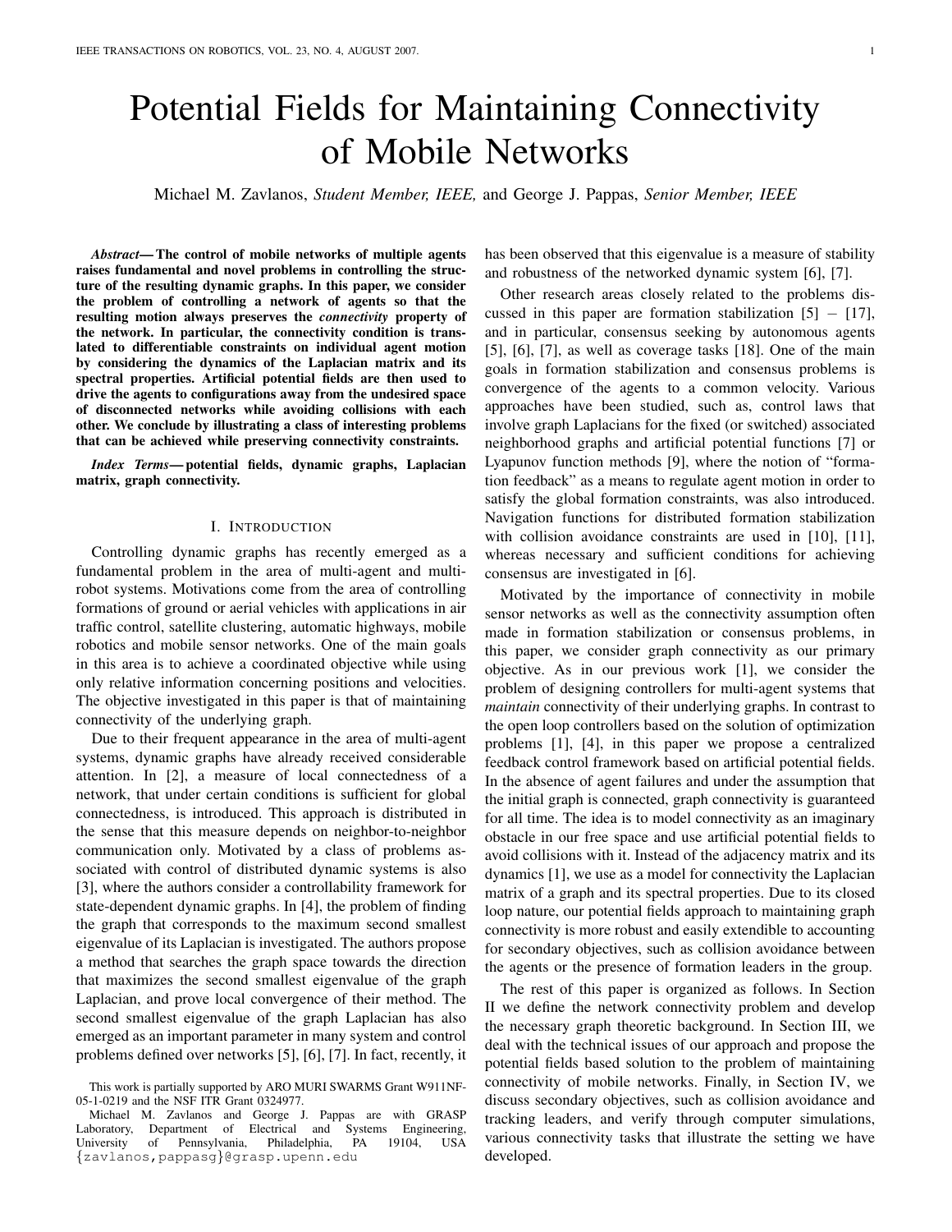# Potential Fields for Maintaining Connectivity of Mobile Networks

Michael M. Zavlanos, *Student Member, IEEE,* and George J. Pappas, *Senior Member, IEEE*

***Abstract*— The control of mobile networks of multiple agents raises fundamental and novel problems in controlling the structure of the resulting dynamic graphs. In this paper, we consider the problem of controlling a network of agents so that the resulting motion always preserves the *connectivity* property of the network. In particular, the connectivity condition is translated to differentiable constraints on individual agent motion by considering the dynamics of the Laplacian matrix and its spectral properties. Artificial potential fields are then used to drive the agents to configurations away from the undesired space of disconnected networks while avoiding collisions with each other. We conclude by illustrating a class of interesting problems that can be achieved while preserving connectivity constraints.**

***Index Terms*— potential fields, dynamic graphs, Laplacian matrix, graph connectivity.**

## I. Introduction

Controlling dynamic graphs has recently emerged as a fundamental problem in the area of multi-agent and multi-robot systems. Motivations come from the area of controlling formations of ground or aerial vehicles with applications in air traffic control, satellite clustering, automatic highways, mobile robotics and mobile sensor networks. One of the main goals in this area is to achieve a coordinated objective while using only relative information concerning positions and velocities. The objective investigated in this paper is that of maintaining connectivity of the underlying graph.

Due to their frequent appearance in the area of multi-agent systems, dynamic graphs have already received considerable attention. In [2], a measure of local connectedness of a network, that under certain conditions is sufficient for global connectedness, is introduced. This approach is distributed in the sense that this measure depends on neighbor-to-neighbor communication only. Motivated by a class of problems associated with control of distributed dynamic systems is also [3], where the authors consider a controllability framework for state-dependent dynamic graphs. In [4], the problem of finding the graph that corresponds to the maximum second smallest eigenvalue of its Laplacian is investigated. The authors propose a method that searches the graph space towards the direction that maximizes the second smallest eigenvalue of the graph Laplacian, and prove local convergence of their method. The second smallest eigenvalue of the graph Laplacian has also emerged as an important parameter in many system and control problems defined over networks [5], [6], [7]. In fact, recently, it has been observed that this eigenvalue is a measure of stability and robustness of the networked dynamic system [6], [7].

Other research areas closely related to the problems discussed in this paper are formation stabilization [5] – [17], and in particular, consensus seeking by autonomous agents [5], [6], [7], as well as coverage tasks [18]. One of the main goals in formation stabilization and consensus problems is convergence of the agents to a common velocity. Various approaches have been studied, such as, control laws that involve graph Laplacians for the fixed (or switched) associated neighborhood graphs and artificial potential functions [7] or Lyapunov function methods [9], where the notion of "formation feedback" as a means to regulate agent motion in order to satisfy the global formation constraints, was also introduced. Navigation functions for distributed formation stabilization with collision avoidance constraints are used in [10], [11], whereas necessary and sufficient conditions for achieving consensus are investigated in [6].

Motivated by the importance of connectivity in mobile sensor networks as well as the connectivity assumption often made in formation stabilization or consensus problems, in this paper, we consider graph connectivity as our primary objective. As in our previous work [1], we consider the problem of designing controllers for multi-agent systems that *maintain* connectivity of their underlying graphs. In contrast to the open loop controllers based on the solution of optimization problems [1], [4], in this paper we propose a centralized feedback control framework based on artificial potential fields. In the absence of agent failures and under the assumption that the initial graph is connected, graph connectivity is guaranteed for all time. The idea is to model connectivity as an imaginary obstacle in our free space and use artificial potential fields to avoid collisions with it. Instead of the adjacency matrix and its dynamics [1], we use as a model for connectivity the Laplacian matrix of a graph and its spectral properties. Due to its closed loop nature, our potential fields approach to maintaining graph connectivity is more robust and easily extendible to accounting for secondary objectives, such as collision avoidance between the agents or the presence of formation leaders in the group.

The rest of this paper is organized as follows. In Section II we define the network connectivity problem and develop the necessary graph theoretic background. In Section III, we deal with the technical issues of our approach and propose the potential fields based solution to the problem of maintaining connectivity of mobile networks. Finally, in Section IV, we discuss secondary objectives, such as collision avoidance and tracking leaders, and verify through computer simulations, various connectivity tasks that illustrate the setting we have developed.

This work is partially supported by ARO MURI SWARMS Grant W911NF-05-1-0219 and the NSF ITR Grant 0324977.

Michael M. Zavlanos and George J. Pappas are with GRASP Laboratory, Department of Electrical and Systems Engineering, University of Pennsylvania, Philadelphia, PA 19104, USA {zavlanos,pappasg}@grasp.upenn.edu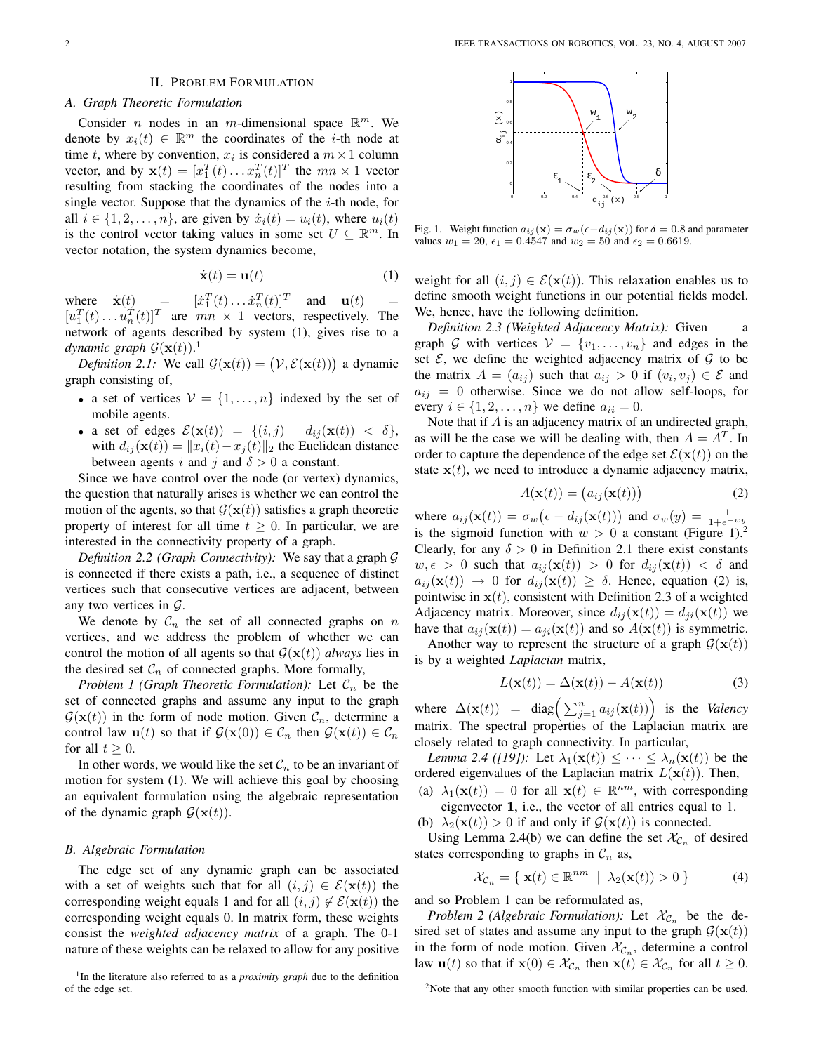## II. Problem Formulation

### A. Graph Theoretic Formulation

Consider $n$ nodes in an $m$-dimensional space $\mathbb{R}^m$. We denote by $x_i(t) \in \mathbb{R}^m$ the coordinates of the $i$-th node at time $t$, where by convention, $x_i$ is considered a $m \times 1$ column vector, and by $\mathbf{x}(t) = [x_1^T(t) \dots x_n^T(t)]^T$ the $mn \times 1$ vector resulting from stacking the coordinates of the nodes into a single vector. Suppose that the dynamics of the $i$-th node, for all $i \in \{1, 2, \dots, n\}$, are given by $\dot{x}_i(t) = u_i(t)$, where $u_i(t)$ is the control vector taking values in some set $U \subseteq \mathbb{R}^m$. In vector notation, the system dynamics become,

$$\dot{\mathbf{x}}(t) = \mathbf{u}(t) \tag{1}$$

where $\dot{\mathbf{x}}(t) = [\dot{x}_1^T(t) \dots \dot{x}_n^T(t)]^T$ and $\mathbf{u}(t) = [u_1^T(t) \dots u_n^T(t)]^T$ are $mn \times 1$ vectors, respectively. The network of agents described by system (1), gives rise to a *dynamic graph* $\mathcal{G}(\mathbf{x}(t))$.[1]

*Definition 2.1:* We call $\mathcal{G}(\mathbf{x}(t)) = \big(\mathcal{V}, \mathcal{E}(\mathbf{x}(t))\big)$ a dynamic graph consisting of,

- a set of vertices $\mathcal{V} = \{1, \dots, n\}$ indexed by the set of mobile agents.
- a set of edges $\mathcal{E}(\mathbf{x}(t)) = \{(i,j) \mid d_{ij}(\mathbf{x}(t)) < \delta\}$, with $d_{ij}(\mathbf{x}(t)) = \|x_i(t) - x_j(t)\|_2$ the Euclidean distance between agents $i$ and $j$ and $\delta > 0$ a constant.

Since we have control over the node (or vertex) dynamics, the question that naturally arises is whether we can control the motion of the agents, so that $\mathcal{G}(\mathbf{x}(t))$ satisfies a graph theoretic property of interest for all time $t \geq 0$. In particular, we are interested in the connectivity property of a graph.

*Definition 2.2 (Graph Connectivity):* We say that a graph $\mathcal{G}$ is connected if there exists a path, i.e., a sequence of distinct vertices such that consecutive vertices are adjacent, between any two vertices in $\mathcal{G}$.

We denote by $\mathcal{C}_n$ the set of all connected graphs on $n$ vertices, and we address the problem of whether we can control the motion of all agents so that $\mathcal{G}(\mathbf{x}(t))$ *always* lies in the desired set $\mathcal{C}_n$ of connected graphs. More formally,

*Problem 1 (Graph Theoretic Formulation):* Let $\mathcal{C}_n$ be the set of connected graphs and assume any input to the graph $\mathcal{G}(\mathbf{x}(t))$ in the form of node motion. Given $\mathcal{C}_n$, determine a control law $\mathbf{u}(t)$ so that if $\mathcal{G}(\mathbf{x}(0)) \in \mathcal{C}_n$ then $\mathcal{G}(\mathbf{x}(t)) \in \mathcal{C}_n$ for all $t \geq 0$.

In other words, we would like the set $\mathcal{C}_n$ to be an invariant of motion for system (1). We will achieve this goal by choosing an equivalent formulation using the algebraic representation of the dynamic graph $\mathcal{G}(\mathbf{x}(t))$.

### B. Algebraic Formulation

The edge set of any dynamic graph can be associated with a set of weights such that for all $(i,j) \in \mathcal{E}(\mathbf{x}(t))$ the corresponding weight equals 1 and for all $(i,j) \notin \mathcal{E}(\mathbf{x}(t))$ the corresponding weight equals 0. In matrix form, these weights consist the *weighted adjacency matrix* of a graph. The 0-1 nature of these weights can be relaxed to allow for any positive weight for all $(i,j) \in \mathcal{E}(\mathbf{x}(t))$. This relaxation enables us to define smooth weight functions in our potential fields model. We, hence, have the following definition.

Fig. 1. Weight function $a_{ij}(\mathbf{x}) = \sigma_w(\epsilon - d_{ij}(\mathbf{x}))$ for $\delta = 0.8$ and parameter values $w_1 = 20$, $\epsilon_1 = 0.4547$ and $w_2 = 50$ and $\epsilon_2 = 0.6619$.

*Definition 2.3 (Weighted Adjacency Matrix):* Given a graph $\mathcal{G}$ with vertices $\mathcal{V} = \{v_1, \dots, v_n\}$ and edges in the set $\mathcal{E}$, we define the weighted adjacency matrix of $\mathcal{G}$ to be the matrix $A = (a_{ij})$ such that $a_{ij} > 0$ if $(v_i, v_j) \in \mathcal{E}$ and $a_{ij} = 0$ otherwise. Since we do not allow self-loops, for every $i \in \{1, 2, \dots, n\}$ we define $a_{ii} = 0$.

Note that if $A$ is an adjacency matrix of an undirected graph, as will be the case we will be dealing with, then $A = A^T$. In order to capture the dependence of the edge set $\mathcal{E}(\mathbf{x}(t))$ on the state $\mathbf{x}(t)$, we need to introduce a dynamic adjacency matrix,

$$A(\mathbf{x}(t)) = \big(a_{ij}(\mathbf{x}(t))\big) \tag{2}$$

where $a_{ij}(\mathbf{x}(t)) = \sigma_w\big(\epsilon - d_{ij}(\mathbf{x}(t))\big)$ and $\sigma_w(y) = \frac{1}{1+e^{-wy}}$ is the sigmoid function with $w > 0$ a constant (Figure 1).[2] Clearly, for any $\delta > 0$ in Definition 2.1 there exist constants $w, \epsilon > 0$ such that $a_{ij}(\mathbf{x}(t)) > 0$ for $d_{ij}(\mathbf{x}(t)) < \delta$ and $a_{ij}(\mathbf{x}(t)) \to 0$ for $d_{ij}(\mathbf{x}(t)) \geq \delta$. Hence, equation (2) is, pointwise in $\mathbf{x}(t)$, consistent with Definition 2.3 of a weighted Adjacency matrix. Moreover, since $d_{ij}(\mathbf{x}(t)) = d_{ji}(\mathbf{x}(t))$ we have that $a_{ij}(\mathbf{x}(t)) = a_{ji}(\mathbf{x}(t))$ and so $A(\mathbf{x}(t))$ is symmetric.

Another way to represent the structure of a graph $\mathcal{G}(\mathbf{x}(t))$ is by a weighted *Laplacian* matrix,

$$L(\mathbf{x}(t)) = \Delta(\mathbf{x}(t)) - A(\mathbf{x}(t)) \tag{3}$$

where $\Delta(\mathbf{x}(t)) = \text{diag}\Big(\sum_{j=1}^n a_{ij}(\mathbf{x}(t))\Big)$ is the *Valency* matrix. The spectral properties of the Laplacian matrix are closely related to graph connectivity. In particular,

*Lemma 2.4 ([19]):* Let $\lambda_1(\mathbf{x}(t)) \leq \dots \leq \lambda_n(\mathbf{x}(t))$ be the ordered eigenvalues of the Laplacian matrix $L(\mathbf{x}(t))$. Then,

(a) $\lambda_1(\mathbf{x}(t)) = 0$ for all $\mathbf{x}(t) \in \mathbb{R}^{nm}$, with corresponding eigenvector $\mathbf{1}$, i.e., the vector of all entries equal to 1.

(b) $\lambda_2(\mathbf{x}(t)) > 0$ if and only if $\mathcal{G}(\mathbf{x}(t))$ is connected.

Using Lemma 2.4(b) we can define the set $\mathcal{X}_{\mathcal{C}_n}$ of desired states corresponding to graphs in $\mathcal{C}_n$ as,

$$\mathcal{X}_{\mathcal{C}_n} = \{\ \mathbf{x}(t) \in \mathbb{R}^{nm} \ \mid \ \lambda_2(\mathbf{x}(t)) > 0\ \} \tag{4}$$

and so Problem 1 can be reformulated as,

*Problem 2 (Algebraic Formulation):* Let $\mathcal{X}_{\mathcal{C}_n}$ be the desired set of states and assume any input to the graph $\mathcal{G}(\mathbf{x}(t))$ in the form of node motion. Given $\mathcal{X}_{\mathcal{C}_n}$, determine a control law $\mathbf{u}(t)$ so that if $\mathbf{x}(0) \in \mathcal{X}_{\mathcal{C}_n}$ then $\mathbf{x}(t) \in \mathcal{X}_{\mathcal{C}_n}$ for all $t \geq 0$.

---

[1] In the literature also referred to as a *proximity graph* due to the definition of the edge set.

[2] Note that any other smooth function with similar properties can be used.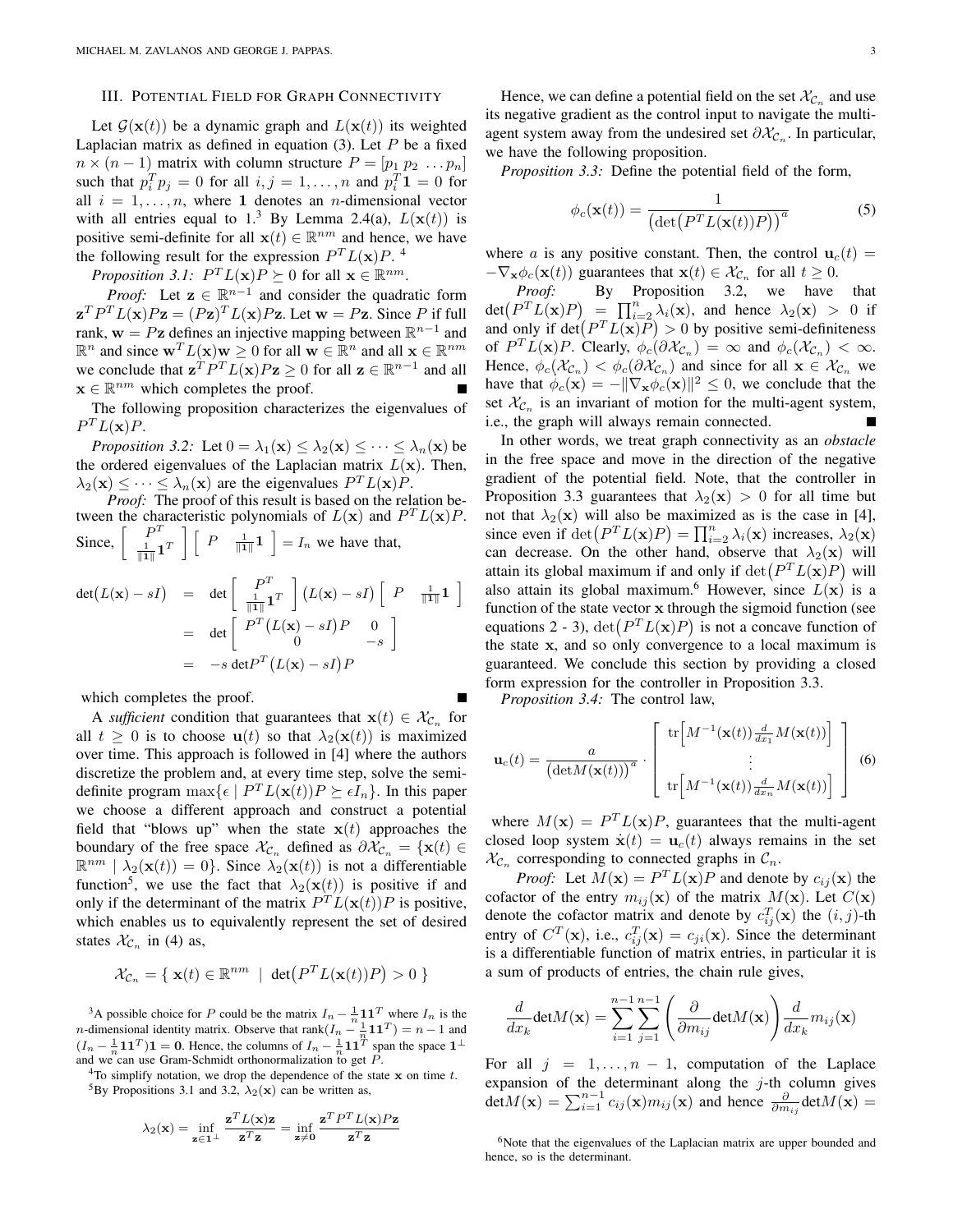## III. Potential Field for Graph Connectivity

Let $\mathcal{G}(\mathbf{x}(t))$ be a dynamic graph and $L(\mathbf{x}(t))$ its weighted Laplacian matrix as defined in equation (3). Let $P$ be a fixed $n \times (n-1)$ matrix with column structure $P = [p_1 \; p_2 \; \dots p_n]$ such that $p_i^T p_j = 0$ for all $i, j = 1, \dots, n$ and $p_i^T \mathbf{1} = 0$ for all $i = 1, \dots, n$, where $\mathbf{1}$ denotes an $n$-dimensional vector with all entries equal to 1.[3] By Lemma 2.4(a), $L(\mathbf{x}(t))$ is positive semi-definite for all $\mathbf{x}(t) \in \mathbb{R}^{nm}$ and hence, we have the following result for the expression $P^T L(\mathbf{x}) P$.[4]

*Proposition 3.1:* $P^T L(\mathbf{x}) P \succeq 0$ for all $\mathbf{x} \in \mathbb{R}^{nm}$.

*Proof:* Let $\mathbf{z} \in \mathbb{R}^{n-1}$ and consider the quadratic form $\mathbf{z}^T P^T L(\mathbf{x}) P \mathbf{z} = (P\mathbf{z})^T L(\mathbf{x}) P \mathbf{z}$. Let $\mathbf{w} = P\mathbf{z}$. Since $P$ if full rank, $\mathbf{w} = P\mathbf{z}$ defines an injective mapping between $\mathbb{R}^{n-1}$ and $\mathbb{R}^n$ and since $\mathbf{w}^T L(\mathbf{x}) \mathbf{w} \geq 0$ for all $\mathbf{w} \in \mathbb{R}^n$ and all $\mathbf{x} \in \mathbb{R}^{nm}$ we conclude that $\mathbf{z}^T P^T L(\mathbf{x}) P \mathbf{z} \geq 0$ for all $\mathbf{z} \in \mathbb{R}^{n-1}$ and all $\mathbf{x} \in \mathbb{R}^{nm}$ which completes the proof. ∎

The following proposition characterizes the eigenvalues of $P^T L(\mathbf{x}) P$.

*Proposition 3.2:* Let $0 = \lambda_1(\mathbf{x}) \leq \lambda_2(\mathbf{x}) \leq \dots \leq \lambda_n(\mathbf{x})$ be the ordered eigenvalues of the Laplacian matrix $L(\mathbf{x})$. Then, $\lambda_2(\mathbf{x}) \leq \dots \leq \lambda_n(\mathbf{x})$ are the eigenvalues $P^T L(\mathbf{x}) P$.

*Proof:* The proof of this result is based on the relation between the characteristic polynomials of $L(\mathbf{x})$ and $P^T L(\mathbf{x}) P$. Since, $\begin{bmatrix} P^T \\ \frac{1}{\|\mathbf{1}\|}\mathbf{1}^T \end{bmatrix} \begin{bmatrix} P & \frac{1}{\|\mathbf{1}\|}\mathbf{1} \end{bmatrix} = I_n$ we have that,

$$
\begin{aligned}
\det\big(L(\mathbf{x}) - sI\big) &= \det \begin{bmatrix} P^T \\ \frac{1}{\|\mathbf{1}\|}\mathbf{1}^T \end{bmatrix} \big(L(\mathbf{x}) - sI\big) \begin{bmatrix} P & \frac{1}{\|\mathbf{1}\|}\mathbf{1} \end{bmatrix} \\
&= \det \begin{bmatrix} P^T \big(L(\mathbf{x}) - sI\big) P & 0 \\ 0 & -s \end{bmatrix} \\
&= -s \det P^T \big(L(\mathbf{x}) - sI\big) P
\end{aligned}
$$

which completes the proof. ∎

A *sufficient* condition that guarantees that $\mathbf{x}(t) \in \mathcal{X}_{\mathcal{C}_n}$ for all $t \geq 0$ is to choose $\mathbf{u}(t)$ so that $\lambda_2(\mathbf{x}(t))$ is maximized over time. This approach is followed in [4] where the authors discretize the problem and, at every time step, solve the semi-definite program $\max\{\epsilon \mid P^T L(\mathbf{x}(t)) P \succeq \epsilon I_n\}$. In this paper we choose a different approach and construct a potential field that "blows up" when the state $\mathbf{x}(t)$ approaches the boundary of the free space $\mathcal{X}_{\mathcal{C}_n}$ defined as $\partial\mathcal{X}_{\mathcal{C}_n} = \{\mathbf{x}(t) \in \mathbb{R}^{nm} \mid \lambda_2(\mathbf{x}(t)) = 0\}$. Since $\lambda_2(\mathbf{x}(t))$ is not a differentiable function[5], we use the fact that $\lambda_2(\mathbf{x}(t))$ is positive if and only if the determinant of the matrix $P^T L(\mathbf{x}(t)) P$ is positive, which enables us to equivalently represent the set of desired states $\mathcal{X}_{\mathcal{C}_n}$ in (4) as,

$$
\mathcal{X}_{\mathcal{C}_n} = \{\, \mathbf{x}(t) \in \mathbb{R}^{nm} \;\mid\; \det\big(P^T L(\mathbf{x}(t)) P\big) > 0 \,\}
$$

Hence, we can define a potential field on the set $\mathcal{X}_{\mathcal{C}_n}$ and use its negative gradient as the control input to navigate the multi-agent system away from the undesired set $\partial\mathcal{X}_{\mathcal{C}_n}$. In particular, we have the following proposition.

*Proposition 3.3:* Define the potential field of the form,

$$
\phi_c(\mathbf{x}(t)) = \frac{1}{\big(\det\big(P^T L(\mathbf{x}(t)) P\big)\big)^a} \tag{5}
$$

where $a$ is any positive constant. Then, the control $\mathbf{u}_c(t) = -\nabla_{\mathbf{x}} \phi_c(\mathbf{x}(t))$ guarantees that $\mathbf{x}(t) \in \mathcal{X}_{\mathcal{C}_n}$ for all $t \geq 0$.

*Proof:* By Proposition 3.2, we have that $\det\big(P^T L(\mathbf{x}) P\big) = \prod_{i=2}^n \lambda_i(\mathbf{x})$, and hence $\lambda_2(\mathbf{x}) > 0$ if and only if $\det\big(P^T L(\mathbf{x}) P\big) > 0$ by positive semi-definiteness of $P^T L(\mathbf{x}) P$. Clearly, $\phi_c(\partial\mathcal{X}_{\mathcal{C}_n}) = \infty$ and $\phi_c(\mathcal{X}_{\mathcal{C}_n}) < \infty$. Hence, $\phi_c(\mathcal{X}_{\mathcal{C}_n}) < \phi_c(\partial\mathcal{X}_{\mathcal{C}_n})$ and since for all $\mathbf{x} \in \mathcal{X}_{\mathcal{C}_n}$ we have that $\dot{\phi}_c(\mathbf{x}) = -\|\nabla_{\mathbf{x}} \phi_c(\mathbf{x})\|^2 \leq 0$, we conclude that the set $\mathcal{X}_{\mathcal{C}_n}$ is an invariant of motion for the multi-agent system, i.e., the graph will always remain connected. ∎

In other words, we treat graph connectivity as an *obstacle* in the free space and move in the direction of the negative gradient of the potential field. Note, that the controller in Proposition 3.3 guarantees that $\lambda_2(\mathbf{x}) > 0$ for all time but not that $\lambda_2(\mathbf{x})$ will also be maximized as is the case in [4], since even if $\det\big(P^T L(\mathbf{x}) P\big) = \prod_{i=2}^n \lambda_i(\mathbf{x})$ increases, $\lambda_2(\mathbf{x})$ can decrease. On the other hand, observe that $\lambda_2(\mathbf{x})$ will attain its global maximum if and only if $\det\big(P^T L(\mathbf{x}) P\big)$ will also attain its global maximum.[6] However, since $L(\mathbf{x})$ is a function of the state vector $\mathbf{x}$ through the sigmoid function (see equations 2 - 3), $\det\big(P^T L(\mathbf{x}) P\big)$ is not a concave function of the state $\mathbf{x}$, and so only convergence to a local maximum is guaranteed. We conclude this section by providing a closed form expression for the controller in Proposition 3.3.

*Proposition 3.4:* The control law,

$$
\mathbf{u}_c(t) = \frac{a}{\big(\det M(\mathbf{x}(t))\big)^a} \cdot \begin{bmatrix} \mathrm{tr}\Big[M^{-1}(\mathbf{x}(t)) \frac{d}{dx_1} M(\mathbf{x}(t))\Big] \\ \vdots \\ \mathrm{tr}\Big[M^{-1}(\mathbf{x}(t)) \frac{d}{dx_n} M(\mathbf{x}(t))\Big] \end{bmatrix} \tag{6}
$$

where $M(\mathbf{x}) = P^T L(\mathbf{x}) P$, guarantees that the multi-agent closed loop system $\dot{\mathbf{x}}(t) = \mathbf{u}_c(t)$ always remains in the set $\mathcal{X}_{\mathcal{C}_n}$ corresponding to connected graphs in $\mathcal{C}_n$.

*Proof:* Let $M(\mathbf{x}) = P^T L(\mathbf{x}) P$ and denote by $c_{ij}(\mathbf{x})$ the cofactor of the entry $m_{ij}(\mathbf{x})$ of the matrix $M(\mathbf{x})$. Let $C(\mathbf{x})$ denote the cofactor matrix and denote by $c_{ij}^T(\mathbf{x})$ the $(i,j)$-th entry of $C^T(\mathbf{x})$, i.e., $c_{ij}^T(\mathbf{x}) = c_{ji}(\mathbf{x})$. Since the determinant is a differentiable function of matrix entries, in particular it is a sum of products of entries, the chain rule gives,

$$
\frac{d}{dx_k} \det M(\mathbf{x}) = \sum_{i=1}^{n-1} \sum_{j=1}^{n-1} \left( \frac{\partial}{\partial m_{ij}} \det M(\mathbf{x}) \right) \frac{d}{dx_k} m_{ij}(\mathbf{x})
$$

For all $j = 1, \dots, n-1$, computation of the Laplace expansion of the determinant along the $j$-th column gives $\det M(\mathbf{x}) = \sum_{i=1}^{n-1} c_{ij}(\mathbf{x}) m_{ij}(\mathbf{x})$ and hence $\frac{\partial}{\partial m_{ij}} \det M(\mathbf{x}) =$

---

[3] A possible choice for $P$ could be the matrix $I_n - \frac{1}{n}\mathbf{1}\mathbf{1}^T$ where $I_n$ is the $n$-dimensional identity matrix. Observe that $\mathrm{rank}(I_n - \frac{1}{n}\mathbf{1}\mathbf{1}^T) = n - 1$ and $(I_n - \frac{1}{n}\mathbf{1}\mathbf{1}^T)\mathbf{1} = \mathbf{0}$. Hence, the columns of $I_n - \frac{1}{n}\mathbf{1}\mathbf{1}^T$ span the space $\mathbf{1}^\perp$ and we can use Gram-Schmidt orthonormalization to get $P$.

[4] To simplify notation, we drop the dependence of the state $\mathbf{x}$ on time $t$.

[5] By Propositions 3.1 and 3.2, $\lambda_2(\mathbf{x})$ can be written as,

$$
\lambda_2(\mathbf{x}) = \inf_{\mathbf{z} \in \mathbf{1}^\perp} \frac{\mathbf{z}^T L(\mathbf{x}) \mathbf{z}}{\mathbf{z}^T \mathbf{z}} = \inf_{\mathbf{z} \neq \mathbf{0}} \frac{\mathbf{z}^T P^T L(\mathbf{x}) P \mathbf{z}}{\mathbf{z}^T \mathbf{z}}
$$

[6] Note that the eigenvalues of the Laplacian matrix are upper bounded and hence, so is the determinant.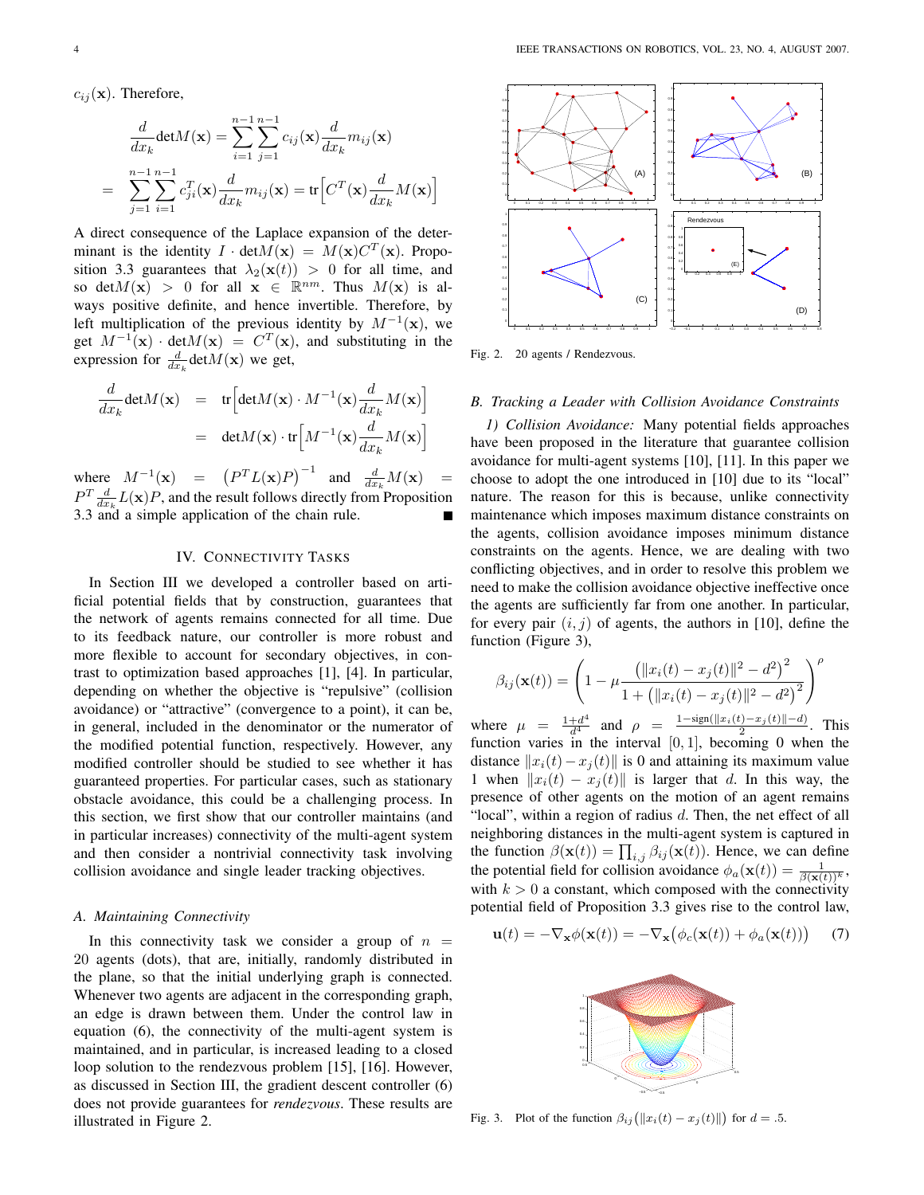$c_{ij}(\mathbf{x})$. Therefore,

$$\frac{d}{dx_k}\det M(\mathbf{x}) = \sum_{i=1}^{n-1}\sum_{j=1}^{n-1} c_{ij}(\mathbf{x})\frac{d}{dx_k}m_{ij}(\mathbf{x})$$

$$= \sum_{j=1}^{n-1}\sum_{i=1}^{n-1} c_{ji}^T(\mathbf{x})\frac{d}{dx_k}m_{ij}(\mathbf{x}) = \text{tr}\Big[C^T(\mathbf{x})\frac{d}{dx_k}M(\mathbf{x})\Big]$$

A direct consequence of the Laplace expansion of the determinant is the identity $I \cdot \det M(\mathbf{x}) = M(\mathbf{x})C^T(\mathbf{x})$. Proposition 3.3 guarantees that $\lambda_2(\mathbf{x}(t)) > 0$ for all time, and so $\det M(\mathbf{x}) > 0$ for all $\mathbf{x} \in \mathbb{R}^{nm}$. Thus $M(\mathbf{x})$ is always positive definite, and hence invertible. Therefore, by left multiplication of the previous identity by $M^{-1}(\mathbf{x})$, we get $M^{-1}(\mathbf{x}) \cdot \det M(\mathbf{x}) = C^T(\mathbf{x})$, and substituting in the expression for $\frac{d}{dx_k}\det M(\mathbf{x})$ we get,

$$\begin{aligned}\frac{d}{dx_k}\det M(\mathbf{x}) &= \text{tr}\Big[\det M(\mathbf{x}) \cdot M^{-1}(\mathbf{x})\frac{d}{dx_k}M(\mathbf{x})\Big] \\ &= \det M(\mathbf{x}) \cdot \text{tr}\Big[M^{-1}(\mathbf{x})\frac{d}{dx_k}M(\mathbf{x})\Big]\end{aligned}$$

where $M^{-1}(\mathbf{x}) = \left(P^T L(\mathbf{x}) P\right)^{-1}$ and $\frac{d}{dx_k}M(\mathbf{x}) = P^T \frac{d}{dx_k}L(\mathbf{x})P$, and the result follows directly from Proposition 3.3 and a simple application of the chain rule. ∎

## IV. Connectivity Tasks

In Section III we developed a controller based on artificial potential fields that by construction, guarantees that the network of agents remains connected for all time. Due to its feedback nature, our controller is more robust and more flexible to account for secondary objectives, in contrast to optimization based approaches [1], [4]. In particular, depending on whether the objective is "repulsive" (collision avoidance) or "attractive" (convergence to a point), it can be, in general, included in the denominator or the numerator of the modified potential function, respectively. However, any modified controller should be studied to see whether it has guaranteed properties. For particular cases, such as stationary obstacle avoidance, this could be a challenging process. In this section, we first show that our controller maintains (and in particular increases) connectivity of the multi-agent system and then consider a nontrivial connectivity task involving collision avoidance and single leader tracking objectives.

### A. Maintaining Connectivity

In this connectivity task we consider a group of $n = 20$ agents (dots), that are, initially, randomly distributed in the plane, so that the initial underlying graph is connected. Whenever two agents are adjacent in the corresponding graph, an edge is drawn between them. Under the control law in equation (6), the connectivity of the multi-agent system is maintained, and in particular, is increased leading to a closed loop solution to the rendezvous problem [15], [16]. However, as discussed in Section III, the gradient descent controller (6) does not provide guarantees for *rendezvous*. These results are illustrated in Figure 2.

Fig. 2. 20 agents / Rendezvous.

### B. Tracking a Leader with Collision Avoidance Constraints

*1) Collision Avoidance:* Many potential fields approaches have been proposed in the literature that guarantee collision avoidance for multi-agent systems [10], [11]. In this paper we choose to adopt the one introduced in [10] due to its "local" nature. The reason for this is because, unlike connectivity maintenance which imposes maximum distance constraints on the agents, collision avoidance imposes minimum distance constraints on the agents. Hence, we are dealing with two conflicting objectives, and in order to resolve this problem we need to make the collision avoidance objective ineffective once the agents are sufficiently far from one another. In particular, for every pair $(i, j)$ of agents, the authors in [10], define the function (Figure 3),

$$\beta_{ij}(\mathbf{x}(t)) = \left(1 - \mu\frac{\left(\|x_i(t) - x_j(t)\|^2 - d^2\right)^2}{1 + \left(\|x_i(t) - x_j(t)\|^2 - d^2\right)^2}\right)^\rho$$

where $\mu = \frac{1+d^4}{d^4}$ and $\rho = \frac{1-\text{sign}(\|x_i(t)-x_j(t)\|-d)}{2}$. This function varies in the interval $[0, 1]$, becoming 0 when the distance $\|x_i(t) - x_j(t)\|$ is 0 and attaining its maximum value 1 when $\|x_i(t) - x_j(t)\|$ is larger that $d$. In this way, the presence of other agents on the motion of an agent remains "local", within a region of radius $d$. Then, the net effect of all neighboring distances in the multi-agent system is captured in the function $\beta(\mathbf{x}(t)) = \prod_{i,j}\beta_{ij}(\mathbf{x}(t))$. Hence, we can define the potential field for collision avoidance $\phi_a(\mathbf{x}(t)) = \frac{1}{\beta(\mathbf{x}(t))^k}$, with $k > 0$ a constant, which composed with the connectivity potential field of Proposition 3.3 gives rise to the control law,

$$\mathbf{u}(t) = -\nabla_{\mathbf{x}}\phi(\mathbf{x}(t)) = -\nabla_{\mathbf{x}}\big(\phi_c(\mathbf{x}(t)) + \phi_a(\mathbf{x}(t))\big) \quad (7)$$

Fig. 3. Plot of the function $\beta_{ij}\big(\|x_i(t) - x_j(t)\|\big)$ for $d = .5$.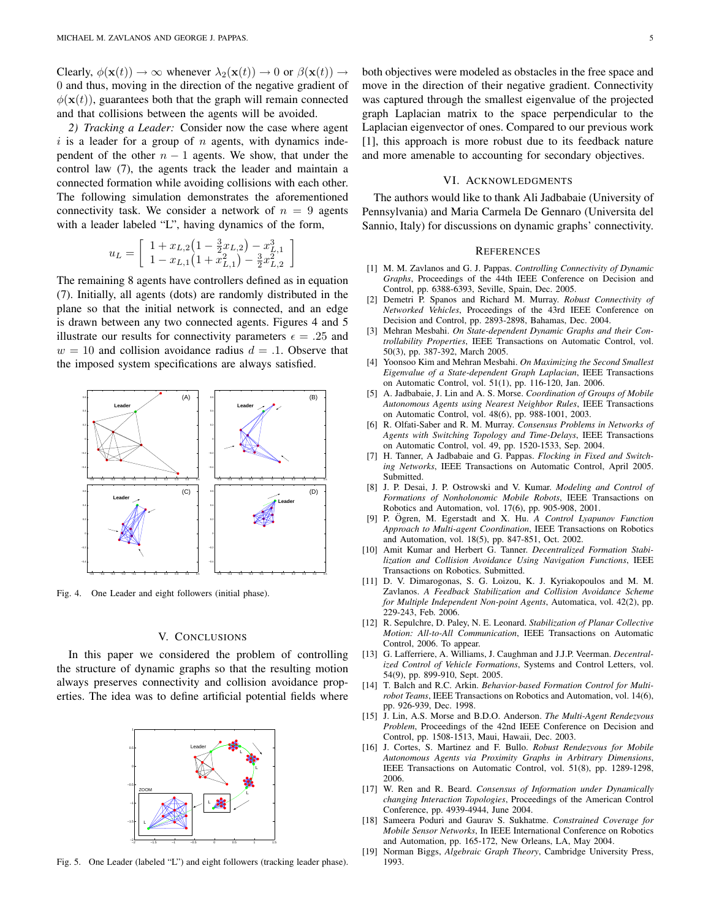Clearly, $\phi(\mathbf{x}(t)) \to \infty$ whenever $\lambda_2(\mathbf{x}(t)) \to 0$ or $\beta(\mathbf{x}(t)) \to 0$ and thus, moving in the direction of the negative gradient of $\phi(\mathbf{x}(t))$, guarantees both that the graph will remain connected and that collisions between the agents will be avoided.

*2) Tracking a Leader:* Consider now the case where agent $i$ is a leader for a group of $n$ agents, with dynamics independent of the other $n-1$ agents. We show, that under the control law (7), the agents track the leader and maintain a connected formation while avoiding collisions with each other. The following simulation demonstrates the aforementioned connectivity task. We consider a network of $n = 9$ agents with a leader labeled "L", having dynamics of the form,

$$u_L = \begin{bmatrix} 1 + x_{L,2}\left(1 - \frac{3}{2}x_{L,2}\right) - x_{L,1}^3 \\ 1 - x_{L,1}\left(1 + x_{L,1}^2\right) - \frac{3}{2}x_{L,2}^2 \end{bmatrix}$$

The remaining 8 agents have controllers defined as in equation (7). Initially, all agents (dots) are randomly distributed in the plane so that the initial network is connected, and an edge is drawn between any two connected agents. Figures 4 and 5 illustrate our results for connectivity parameters $\epsilon = .25$ and $w = 10$ and collision avoidance radius $d = .1$. Observe that the imposed system specifications are always satisfied.

(A)
Leader
(B)
Leader
(C)
Leader
(D)
Leader

Fig. 4. One Leader and eight followers (initial phase).

## V. Conclusions

In this paper we considered the problem of controlling the structure of dynamic graphs so that the resulting motion always preserves connectivity and collision avoidance properties. The idea was to define artificial potential fields where both objectives were modeled as obstacles in the free space and move in the direction of their negative gradient. Connectivity was captured through the smallest eigenvalue of the projected graph Laplacian matrix to the space perpendicular to the Laplacian eigenvector of ones. Compared to our previous work [1], this approach is more robust due to its feedback nature and more amenable to accounting for secondary objectives.

Leader
ZOOM
L

Fig. 5. One Leader (labeled "L") and eight followers (tracking leader phase).

## VI. Acknowledgments

The authors would like to thank Ali Jadbabaie (University of Pennsylvania) and Maria Carmela De Gennaro (Universita del Sannio, Italy) for discussions on dynamic graphs' connectivity.

## References

[1] M. M. Zavlanos and G. J. Pappas. *Controlling Connectivity of Dynamic Graphs*, Proceedings of the 44th IEEE Conference on Decision and Control, pp. 6388-6393, Seville, Spain, Dec. 2005.

[2] Demetri P. Spanos and Richard M. Murray. *Robust Connectivity of Networked Vehicles*, Proceedings of the 43rd IEEE Conference on Decision and Control, pp. 2893-2898, Bahamas, Dec. 2004.

[3] Mehran Mesbahi. *On State-dependent Dynamic Graphs and their Controllability Properties*, IEEE Transactions on Automatic Control, vol. 50(3), pp. 387-392, March 2005.

[4] Yoonsoo Kim and Mehran Mesbahi. *On Maximizing the Second Smallest Eigenvalue of a State-dependent Graph Laplacian*, IEEE Transactions on Automatic Control, vol. 51(1), pp. 116-120, Jan. 2006.

[5] A. Jadbabaie, J. Lin and A. S. Morse. *Coordination of Groups of Mobile Autonomous Agents using Nearest Neighbor Rules*, IEEE Transactions on Automatic Control, vol. 48(6), pp. 988-1001, 2003.

[6] R. Olfati-Saber and R. M. Murray. *Consensus Problems in Networks of Agents with Switching Topology and Time-Delays*, IEEE Transactions on Automatic Control, vol. 49, pp. 1520-1533, Sep. 2004.

[7] H. Tanner, A Jadbabaie and G. Pappas. *Flocking in Fixed and Switching Networks*, IEEE Transactions on Automatic Control, April 2005. Submitted.

[8] J. P. Desai, J. P. Ostrowski and V. Kumar. *Modeling and Control of Formations of Nonholonomic Mobile Robots*, IEEE Transactions on Robotics and Automation, vol. 17(6), pp. 905-908, 2001.

[9] P. Ögren, M. Egerstadt and X. Hu. *A Control Lyapunov Function Approach to Multi-agent Coordination*, IEEE Transactions on Robotics and Automation, vol. 18(5), pp. 847-851, Oct. 2002.

[10] Amit Kumar and Herbert G. Tanner. *Decentralized Formation Stabilization and Collision Avoidance Using Navigation Functions*, IEEE Transactions on Robotics. Submitted.

[11] D. V. Dimarogonas, S. G. Loizou, K. J. Kyriakopoulos and M. M. Zavlanos. *A Feedback Stabilization and Collision Avoidance Scheme for Multiple Independent Non-point Agents*, Automatica, vol. 42(2), pp. 229-243, Feb. 2006.

[12] R. Sepulchre, D. Paley, N. E. Leonard. *Stabilization of Planar Collective Motion: All-to-All Communication*, IEEE Transactions on Automatic Control, 2006. To appear.

[13] G. Lafferriere, A. Williams, J. Caughman and J.J.P. Veerman. *Decentralized Control of Vehicle Formations*, Systems and Control Letters, vol. 54(9), pp. 899-910, Sept. 2005.

[14] T. Balch and R.C. Arkin. *Behavior-based Formation Control for Multirobot Teams*, IEEE Transactions on Robotics and Automation, vol. 14(6), pp. 926-939, Dec. 1998.

[15] J. Lin, A.S. Morse and B.D.O. Anderson. *The Multi-Agent Rendezvous Problem*, Proceedings of the 42nd IEEE Conference on Decision and Control, pp. 1508-1513, Maui, Hawaii, Dec. 2003.

[16] J. Cortes, S. Martinez and F. Bullo. *Robust Rendezvous for Mobile Autonomous Agents via Proximity Graphs in Arbitrary Dimensions*, IEEE Transactions on Automatic Control, vol. 51(8), pp. 1289-1298, 2006.

[17] W. Ren and R. Beard. *Consensus of Information under Dynamically changing Interaction Topologies*, Proceedings of the American Control Conference, pp. 4939-4944, June 2004.

[18] Sameera Poduri and Gaurav S. Sukhatme. *Constrained Coverage for Mobile Sensor Networks*, In IEEE International Conference on Robotics and Automation, pp. 165-172, New Orleans, LA, May 2004.

[19] Norman Biggs, *Algebraic Graph Theory*, Cambridge University Press, 1993.